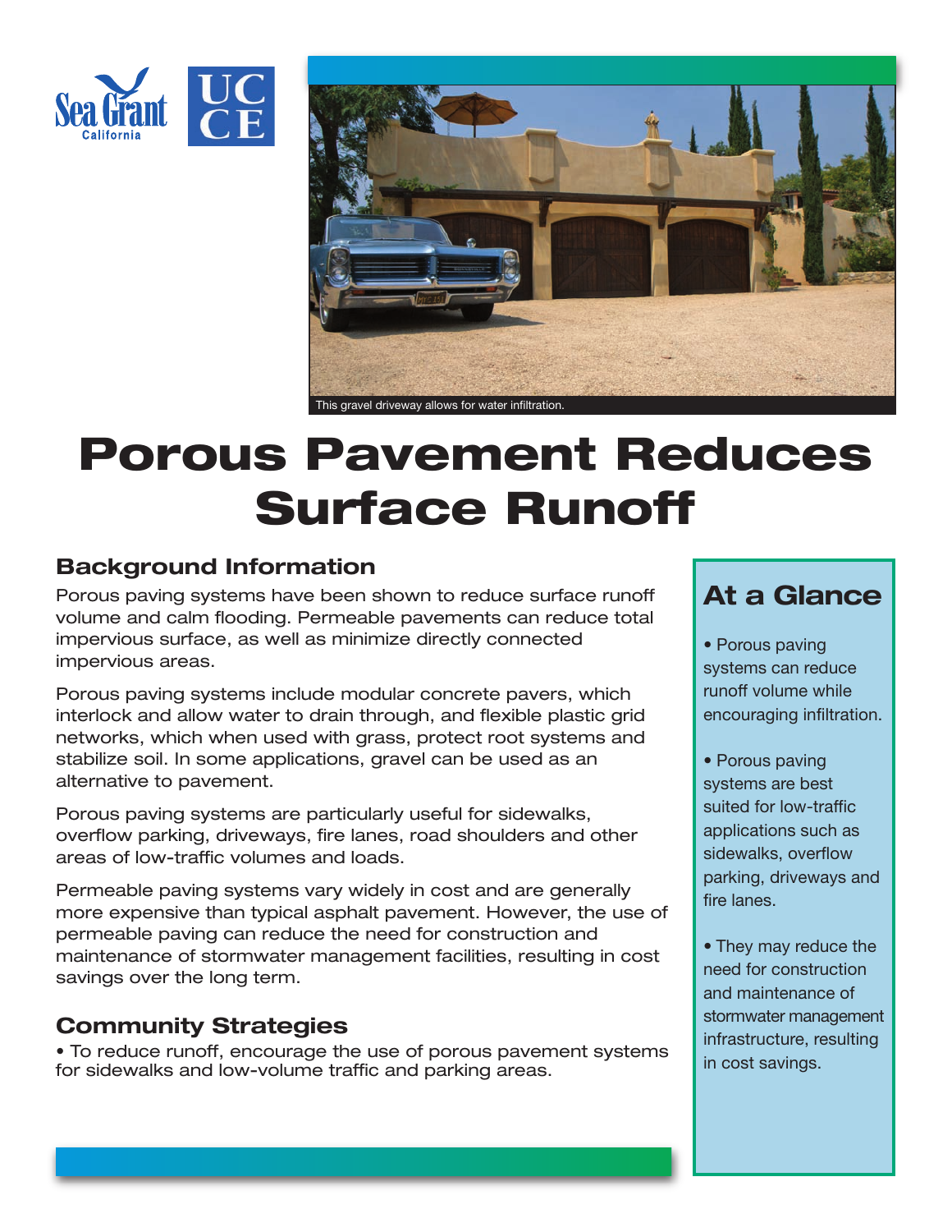This gravel driveway allows for water infiltration.

# Porous Pavement Reduces Surface Runoff

## Background Information

Porous paving systems have been shown to reduce surface runoff volume and calm flooding. Permeable pavements can reduce total impervious surface, as well as minimize directly connected impervious areas.

Porous paving systems include modular concrete pavers, which interlock and allow water to drain through, and flexible plastic grid networks, which when used with grass, protect root systems and stabilize soil. In some applications, gravel can be used as an alternative to pavement.

Porous paving systems are particularly useful for sidewalks, overflow parking, driveways, fire lanes, road shoulders and other areas of low-traffic volumes and loads.

Permeable paving systems vary widely in cost and are generally more expensive than typical asphalt pavement. However, the use of permeable paving can reduce the need for construction and maintenance of stormwater management facilities, resulting in cost savings over the long term.

## Community Strategies

- To reduce runoff, encourage the use of porous pavement systems for sidewalks and low-volume traffic and parking areas.

## At a Glance

- Porous paving systems can reduce runoff volume while encouraging infiltration.
- Porous paving systems are best suited for low-traffic applications such as sidewalks, overflow parking, driveways and fire lanes.
- They may reduce the need for construction and maintenance of stormwater management infrastructure, resulting in cost savings.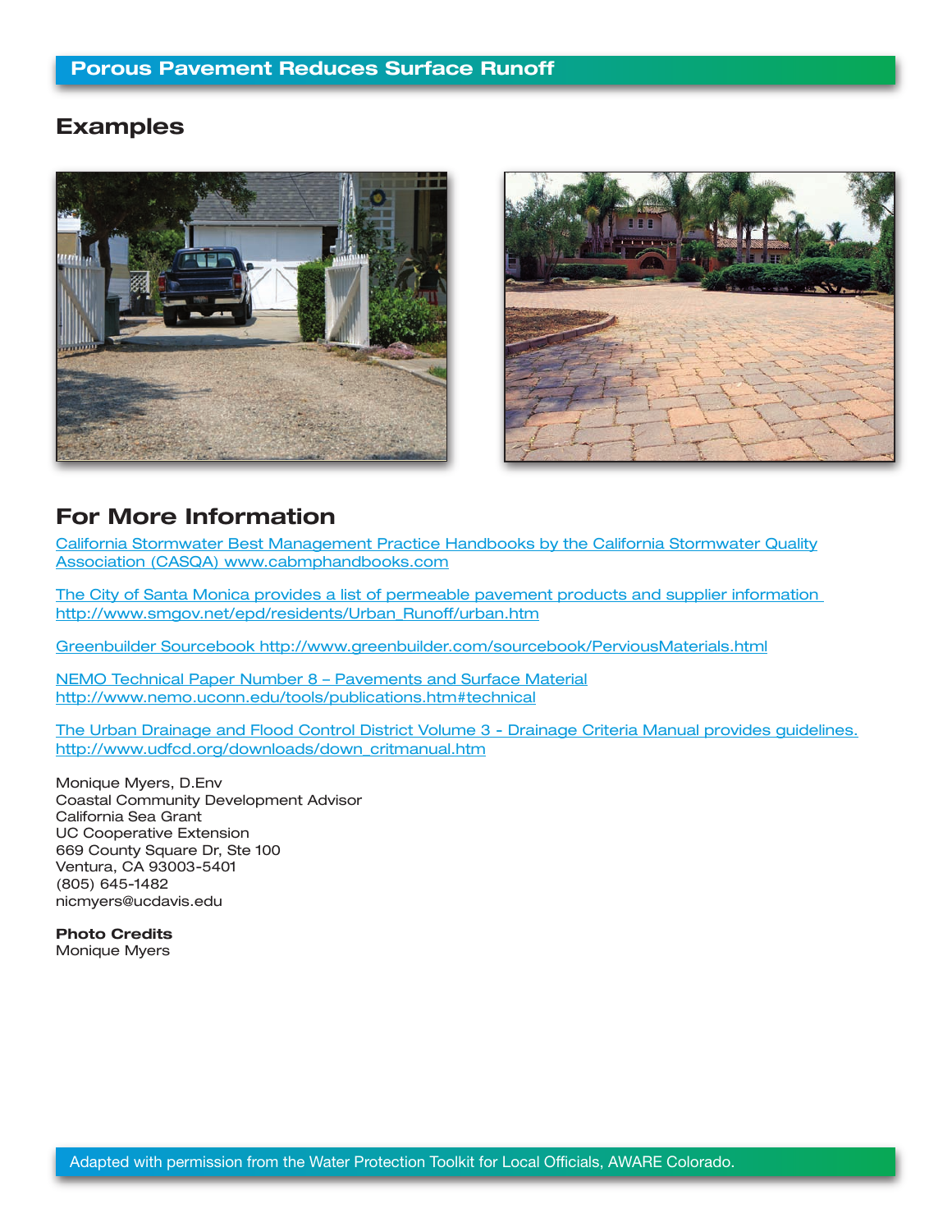## Porous Pavement Reduces Surface Runoff

## Examples

## For More Information

California Stormwater Best Management Practice Handbooks by the California Stormwater Quality Association (CASQA) www.cabmphandbooks.com

The City of Santa Monica provides a list of permeable pavement products and supplier information http://www.smgov.net/epd/residents/Urban_Runoff/urban.htm

Greenbuilder Sourcebook http://www.greenbuilder.com/sourcebook/PerviousMaterials.html

NEMO Technical Paper Number 8 – Pavements and Surface Material http://www.nemo.uconn.edu/tools/publications.htm#technical

The Urban Drainage and Flood Control District Volume 3 - Drainage Criteria Manual provides guidelines. http://www.udfcd.org/downloads/down_critmanual.htm

Monique Myers, D.Env
Coastal Community Development Advisor
California Sea Grant
UC Cooperative Extension
669 County Square Dr, Ste 100
Ventura, CA 93003-5401
(805) 645-1482
nicmyers@ucdavis.edu

**Photo Credits**
Monique Myers

Adapted with permission from the Water Protection Toolkit for Local Officials, AWARE Colorado.